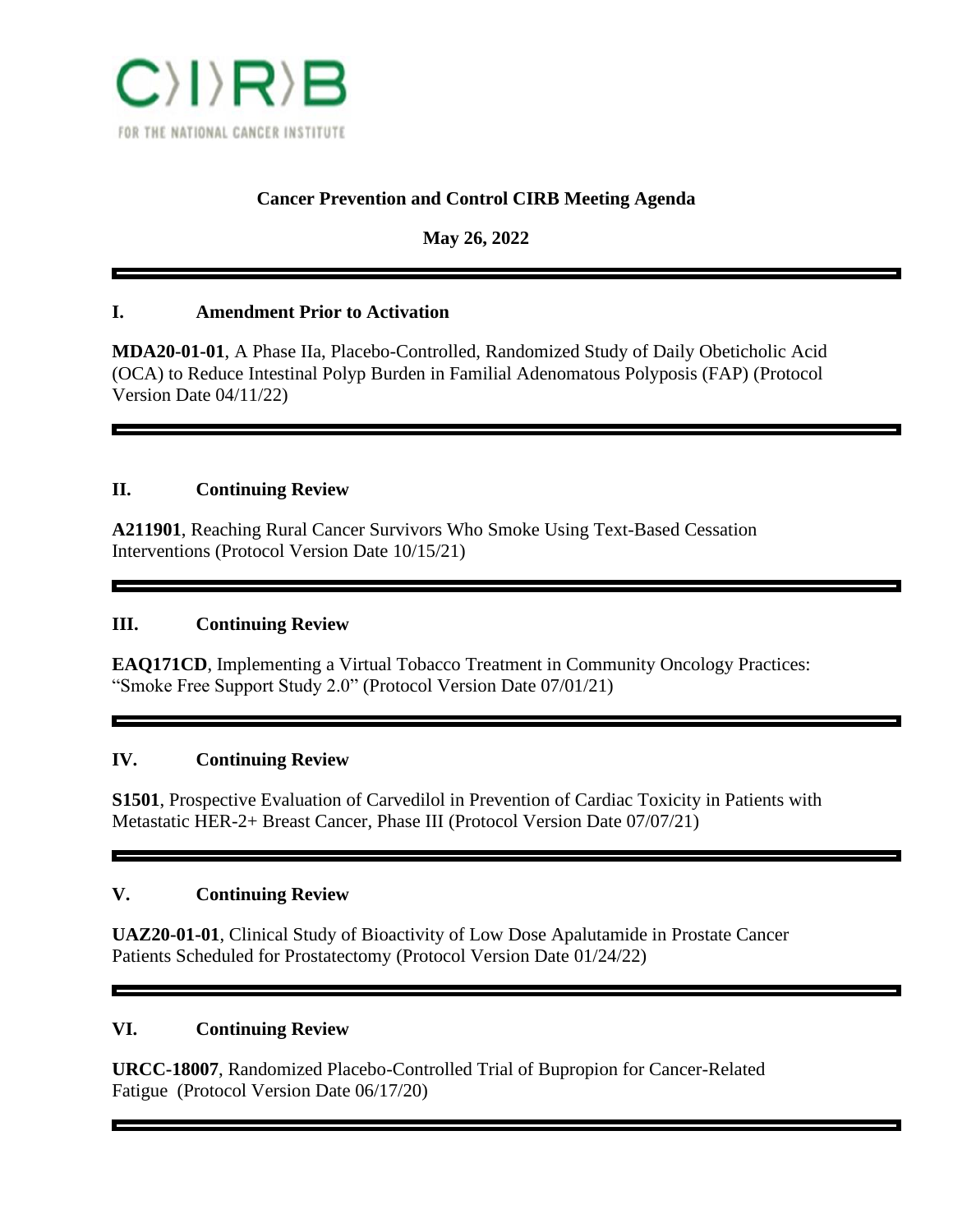C〉I〉R〉B

FOR THE NATIONAL CANCER INSTITUTE

# Cancer Prevention and Control CIRB Meeting Agenda

**May 26, 2022**

---

## I. Amendment Prior to Activation

**MDA20-01-01**, A Phase IIa, Placebo-Controlled, Randomized Study of Daily Obeticholic Acid (OCA) to Reduce Intestinal Polyp Burden in Familial Adenomatous Polyposis (FAP) (Protocol Version Date 04/11/22)

---

## II. Continuing Review

**A211901**, Reaching Rural Cancer Survivors Who Smoke Using Text-Based Cessation Interventions (Protocol Version Date 10/15/21)

---

## III. Continuing Review

**EAQ171CD**, Implementing a Virtual Tobacco Treatment in Community Oncology Practices: "Smoke Free Support Study 2.0" (Protocol Version Date 07/01/21)

---

## IV. Continuing Review

**S1501**, Prospective Evaluation of Carvedilol in Prevention of Cardiac Toxicity in Patients with Metastatic HER-2+ Breast Cancer, Phase III (Protocol Version Date 07/07/21)

---

## V. Continuing Review

**UAZ20-01-01**, Clinical Study of Bioactivity of Low Dose Apalutamide in Prostate Cancer Patients Scheduled for Prostatectomy (Protocol Version Date 01/24/22)

---

## VI. Continuing Review

**URCC-18007**, Randomized Placebo-Controlled Trial of Bupropion for Cancer-Related Fatigue (Protocol Version Date 06/17/20)

---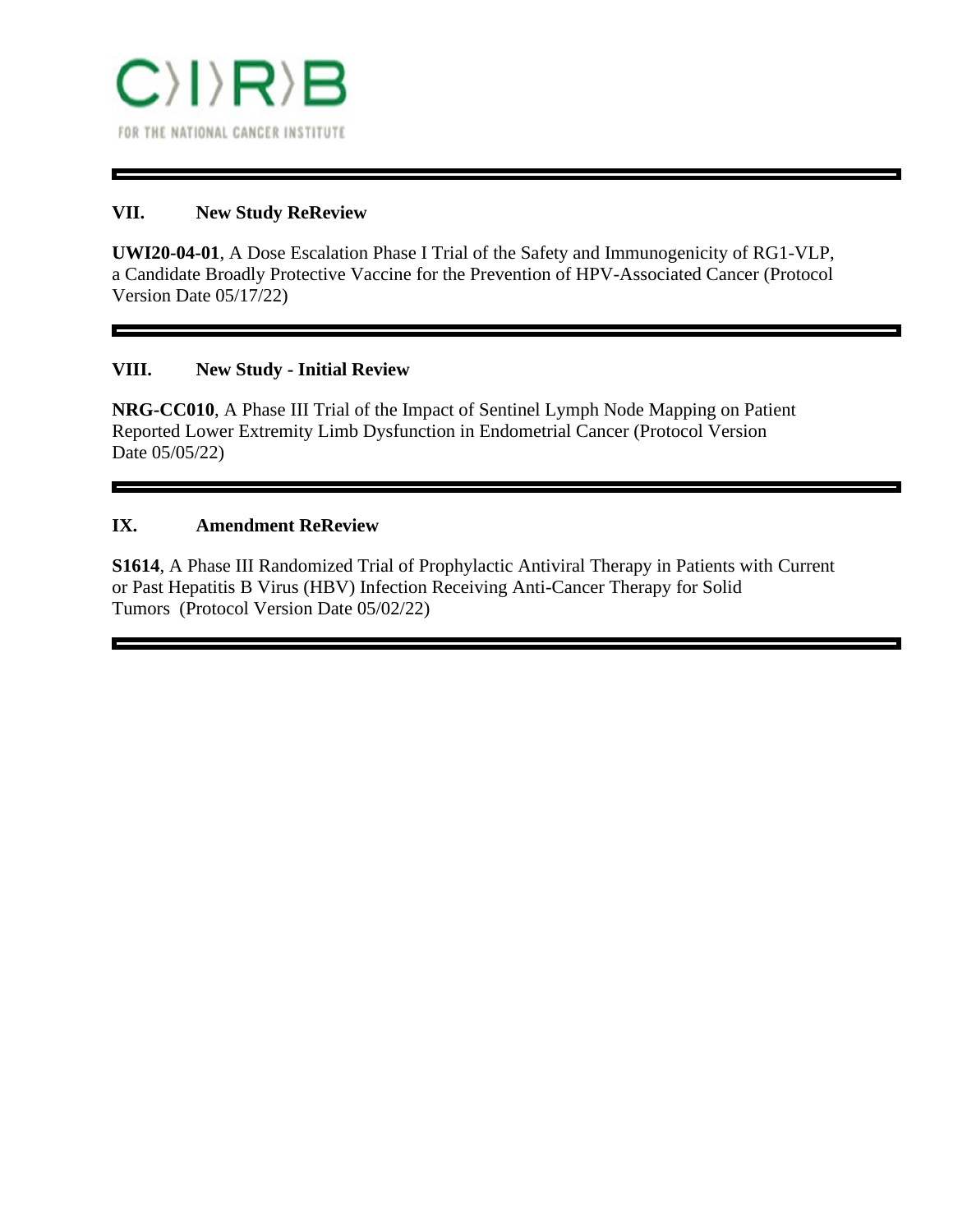C⟩I⟩R⟩B

FOR THE NATIONAL CANCER INSTITUTE

---

## VII. New Study ReReview

**UWI20-04-01**, A Dose Escalation Phase I Trial of the Safety and Immunogenicity of RG1-VLP, a Candidate Broadly Protective Vaccine for the Prevention of HPV-Associated Cancer (Protocol Version Date 05/17/22)

---

## VIII. New Study - Initial Review

**NRG-CC010**, A Phase III Trial of the Impact of Sentinel Lymph Node Mapping on Patient Reported Lower Extremity Limb Dysfunction in Endometrial Cancer (Protocol Version Date 05/05/22)

---

## IX. Amendment ReReview

**S1614**, A Phase III Randomized Trial of Prophylactic Antiviral Therapy in Patients with Current or Past Hepatitis B Virus (HBV) Infection Receiving Anti-Cancer Therapy for Solid Tumors (Protocol Version Date 05/02/22)

---